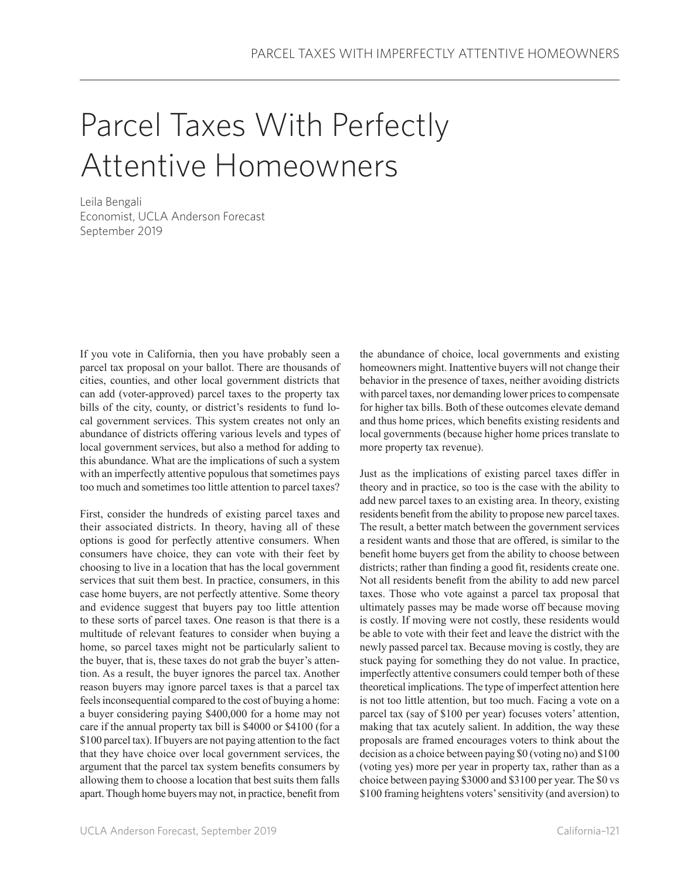# Parcel Taxes With Perfectly Attentive Homeowners

Leila Bengali
Economist, UCLA Anderson Forecast
September 2019

If you vote in California, then you have probably seen a parcel tax proposal on your ballot. There are thousands of cities, counties, and other local government districts that can add (voter-approved) parcel taxes to the property tax bills of the city, county, or district's residents to fund local government services. This system creates not only an abundance of districts offering various levels and types of local government services, but also a method for adding to this abundance. What are the implications of such a system with an imperfectly attentive populous that sometimes pays too much and sometimes too little attention to parcel taxes?

First, consider the hundreds of existing parcel taxes and their associated districts. In theory, having all of these options is good for perfectly attentive consumers. When consumers have choice, they can vote with their feet by choosing to live in a location that has the local government services that suit them best. In practice, consumers, in this case home buyers, are not perfectly attentive. Some theory and evidence suggest that buyers pay too little attention to these sorts of parcel taxes. One reason is that there is a multitude of relevant features to consider when buying a home, so parcel taxes might not be particularly salient to the buyer, that is, these taxes do not grab the buyer's attention. As a result, the buyer ignores the parcel tax. Another reason buyers may ignore parcel taxes is that a parcel tax feels inconsequential compared to the cost of buying a home: a buyer considering paying $400,000 for a home may not care if the annual property tax bill is $4000 or $4100 (for a $100 parcel tax). If buyers are not paying attention to the fact that they have choice over local government services, the argument that the parcel tax system benefits consumers by allowing them to choose a location that best suits them falls apart. Though home buyers may not, in practice, benefit from the abundance of choice, local governments and existing homeowners might. Inattentive buyers will not change their behavior in the presence of taxes, neither avoiding districts with parcel taxes, nor demanding lower prices to compensate for higher tax bills. Both of these outcomes elevate demand and thus home prices, which benefits existing residents and local governments (because higher home prices translate to more property tax revenue).

Just as the implications of existing parcel taxes differ in theory and in practice, so too is the case with the ability to add new parcel taxes to an existing area. In theory, existing residents benefit from the ability to propose new parcel taxes. The result, a better match between the government services a resident wants and those that are offered, is similar to the benefit home buyers get from the ability to choose between districts; rather than finding a good fit, residents create one. Not all residents benefit from the ability to add new parcel taxes. Those who vote against a parcel tax proposal that ultimately passes may be made worse off because moving is costly. If moving were not costly, these residents would be able to vote with their feet and leave the district with the newly passed parcel tax. Because moving is costly, they are stuck paying for something they do not value. In practice, imperfectly attentive consumers could temper both of these theoretical implications. The type of imperfect attention here is not too little attention, but too much. Facing a vote on a parcel tax (say of $100 per year) focuses voters' attention, making that tax acutely salient. In addition, the way these proposals are framed encourages voters to think about the decision as a choice between paying $0 (voting no) and $100 (voting yes) more per year in property tax, rather than as a choice between paying $3000 and $3100 per year. The $0 vs $100 framing heightens voters' sensitivity (and aversion) to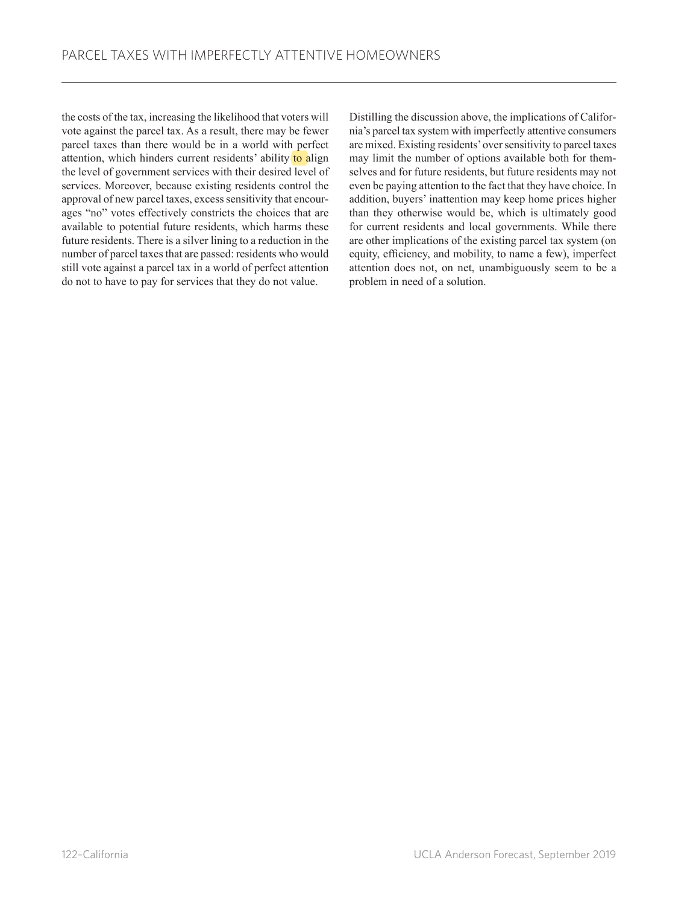the costs of the tax, increasing the likelihood that voters will vote against the parcel tax. As a result, there may be fewer parcel taxes than there would be in a world with perfect attention, which hinders current residents' ability to align the level of government services with their desired level of services. Moreover, because existing residents control the approval of new parcel taxes, excess sensitivity that encourages "no" votes effectively constricts the choices that are available to potential future residents, which harms these future residents. There is a silver lining to a reduction in the number of parcel taxes that are passed: residents who would still vote against a parcel tax in a world of perfect attention do not to have to pay for services that they do not value.

Distilling the discussion above, the implications of California's parcel tax system with imperfectly attentive consumers are mixed. Existing residents' over sensitivity to parcel taxes may limit the number of options available both for themselves and for future residents, but future residents may not even be paying attention to the fact that they have choice. In addition, buyers' inattention may keep home prices higher than they otherwise would be, which is ultimately good for current residents and local governments. While there are other implications of the existing parcel tax system (on equity, efficiency, and mobility, to name a few), imperfect attention does not, on net, unambiguously seem to be a problem in need of a solution.